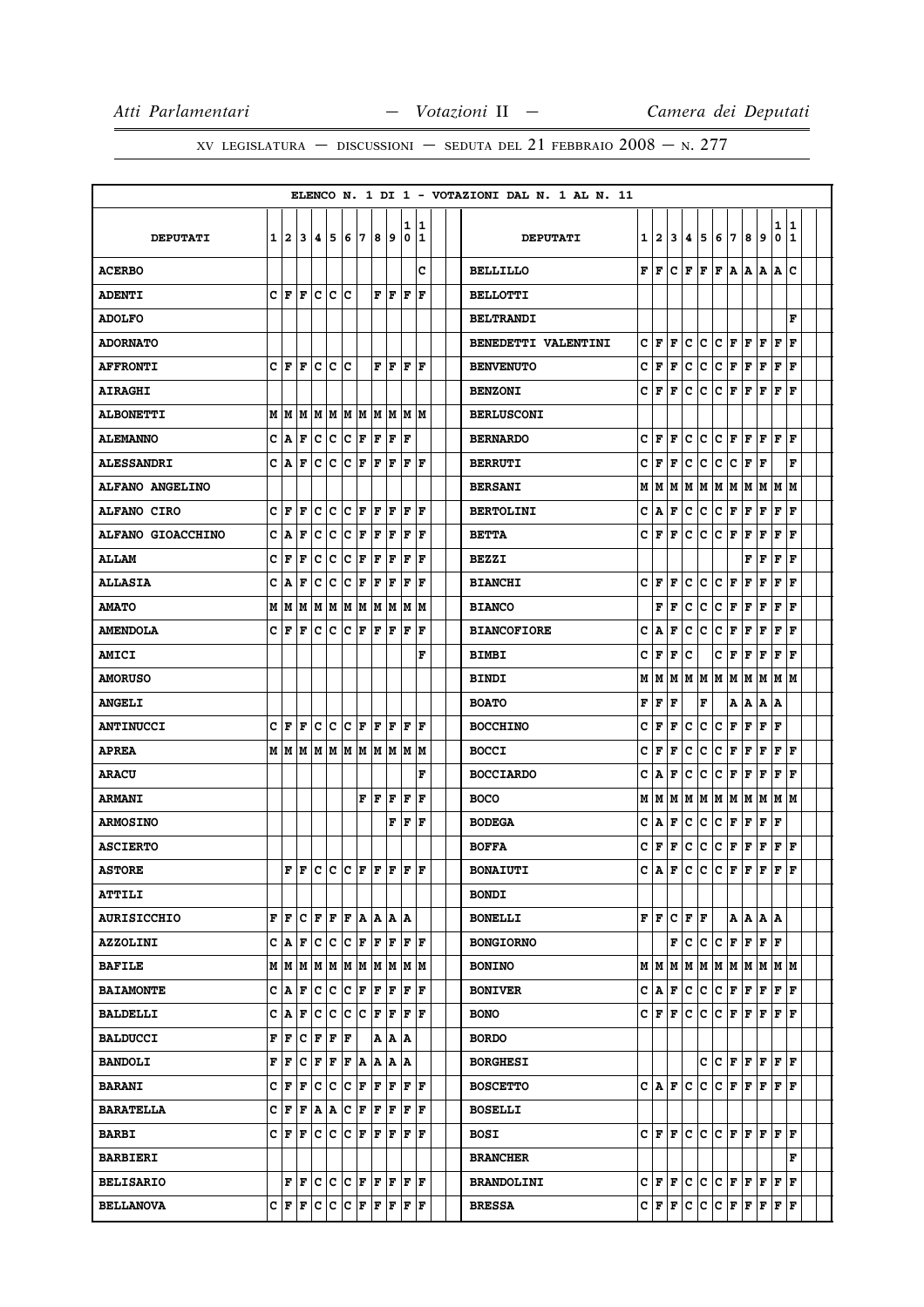XV LEGISLATURA — DISCUSSIONI — SEDUTA DEL 21 FEBBRAIO 2008 — N. 277

ELENCO N. 1 DI 1 - VOTAZIONI DAL N. 1 AL N. 11

| DEPUTATI | 1 | 2 | 3 | 4 | 5 | 6 | 7 | 8 | 9 | 10 | 11 |
|---|---|---|---|---|---|---|---|---|---|---|---|
| ACERBO | | | | | | | | | | | C |
| ADENTI | C | F | F | C | C | C | | F | F | F | F |
| ADOLFO | | | | | | | | | | | |
| ADORNATO | | | | | | | | | | | |
| AFFRONTI | C | F | F | C | C | C | | F | F | F | F |
| AIRAGHI | | | | | | | | | | | |
| ALBONETTI | M | M | M | M | M | M | M | M | M | M | M |
| ALEMANNO | C | A | F | C | C | C | F | F | F | F | |
| ALESSANDRI | C | A | F | C | C | C | F | F | F | F | F |
| ALFANO ANGELINO | | | | | | | | | | | |
| ALFANO CIRO | C | F | F | C | C | C | F | F | F | F | F |
| ALFANO GIOACCHINO | C | A | F | C | C | C | F | F | F | F | F |
| ALLAM | C | F | F | C | C | C | F | F | F | F | F |
| ALLASIA | C | A | F | C | C | C | F | F | F | F | F |
| AMATO | M | M | M | M | M | M | M | M | M | M | M |
| AMENDOLA | C | F | F | C | C | C | F | F | F | F | F |
| AMICI | | | | | | | | | | | F |
| AMORUSO | | | | | | | | | | | |
| ANGELI | | | | | | | | | | | |
| ANTINUCCI | C | F | F | C | C | C | F | F | F | F | F |
| APREA | M | M | M | M | M | M | M | M | M | M | M |
| ARACU | | | | | | | | | | | F |
| ARMANI | | | | | | | F | F | F | F | F |
| ARMOSINO | | | | | | | | | F | F | F |
| ASCIERTO | | | | | | | | | | | |
| ASTORE | | F | F | C | C | C | F | F | F | F | F |
| ATTILI | | | | | | | | | | | |
| AURISICCHIO | F | F | C | F | F | F | A | A | A | A | |
| AZZOLINI | C | A | F | C | C | C | F | F | F | F | F |
| BAFILE | M | M | M | M | M | M | M | M | M | M | M |
| BAIAMONTE | C | A | F | C | C | C | F | F | F | F | F |
| BALDELLI | C | A | F | C | C | C | C | F | F | F | F |
| BALDUCCI | F | F | C | F | F | F | | A | A | A | |
| BANDOLI | F | F | C | F | F | F | A | A | A | A | |
| BARANI | C | F | F | C | C | C | F | F | F | F | F |
| BARATELLA | C | F | F | A | A | C | F | F | F | F | F |
| BARBI | C | F | F | C | C | C | F | F | F | F | F |
| BARBIERI | | | | | | | | | | | |
| BELISARIO | | F | F | C | C | C | F | F | F | F | F |
| BELLANOVA | C | F | F | C | C | C | F | F | F | F | F |
| BELLILLO | F | F | C | F | F | F | A | A | A | A | C |
| BELLOTTI | | | | | | | | | | | |
| BELTRANDI | | | | | | | | | | | F |
| BENEDETTI VALENTINI | C | F | F | C | C | C | F | F | F | F | F |
| BENVENUTO | C | F | F | C | C | C | F | F | F | F | F |
| BENZONI | C | F | F | C | C | C | F | F | F | F | F |
| BERLUSCONI | | | | | | | | | | | |
| BERNARDO | C | F | F | C | C | C | F | F | F | F | F |
| BERRUTI | C | F | F | C | C | C | C | F | F | | F |
| BERSANI | M | M | M | M | M | M | M | M | M | M | M |
| BERTOLINI | C | A | F | C | C | C | F | F | F | F | F |
| BETTA | C | F | F | C | C | C | F | F | F | F | F |
| BEZZI | | | | | | | | F | F | F | F |
| BIANCHI | C | F | F | C | C | C | F | F | F | F | F |
| BIANCO | | F | F | C | C | C | F | F | F | F | F |
| BIANCOFIORE | C | A | F | C | C | C | F | F | F | F | F |
| BIMBI | C | F | F | C | | C | F | F | F | F | F |
| BINDI | M | M | M | M | M | M | M | M | M | M | M |
| BOATO | F | F | F | | F | | A | A | A | A | |
| BOCCHINO | C | F | F | C | C | C | F | F | F | F | |
| BOCCI | C | F | F | C | C | C | F | F | F | F | F |
| BOCCIARDO | C | A | F | C | C | C | F | F | F | F | F |
| BOCO | M | M | M | M | M | M | M | M | M | M | M |
| BODEGA | C | A | F | C | C | C | F | F | F | F | |
| BOFFA | C | F | F | C | C | C | F | F | F | F | F |
| BONAIUTI | C | A | F | C | C | C | F | F | F | F | F |
| BONDI | | | | | | | | | | | |
| BONELLI | F | F | C | F | F | | A | A | A | A | |
| BONGIORNO | | | F | C | C | C | F | F | F | F | |
| BONINO | M | M | M | M | M | M | M | M | M | M | M |
| BONIVER | C | A | F | C | C | C | F | F | F | F | F |
| BONO | C | F | F | C | C | C | F | F | F | F | F |
| BORDO | | | | | | | | | | | |
| BORGHESI | | | | | C | C | F | F | F | F | F |
| BOSCETTO | C | A | F | C | C | C | F | F | F | F | F |
| BOSELLI | | | | | | | | | | | |
| BOSI | C | F | F | C | C | C | F | F | F | F | F |
| BRANCHER | | | | | | | | | | | F |
| BRANDOLINI | C | F | F | C | C | C | F | F | F | F | F |
| BRESSA | C | F | F | C | C | C | F | F | F | F | F |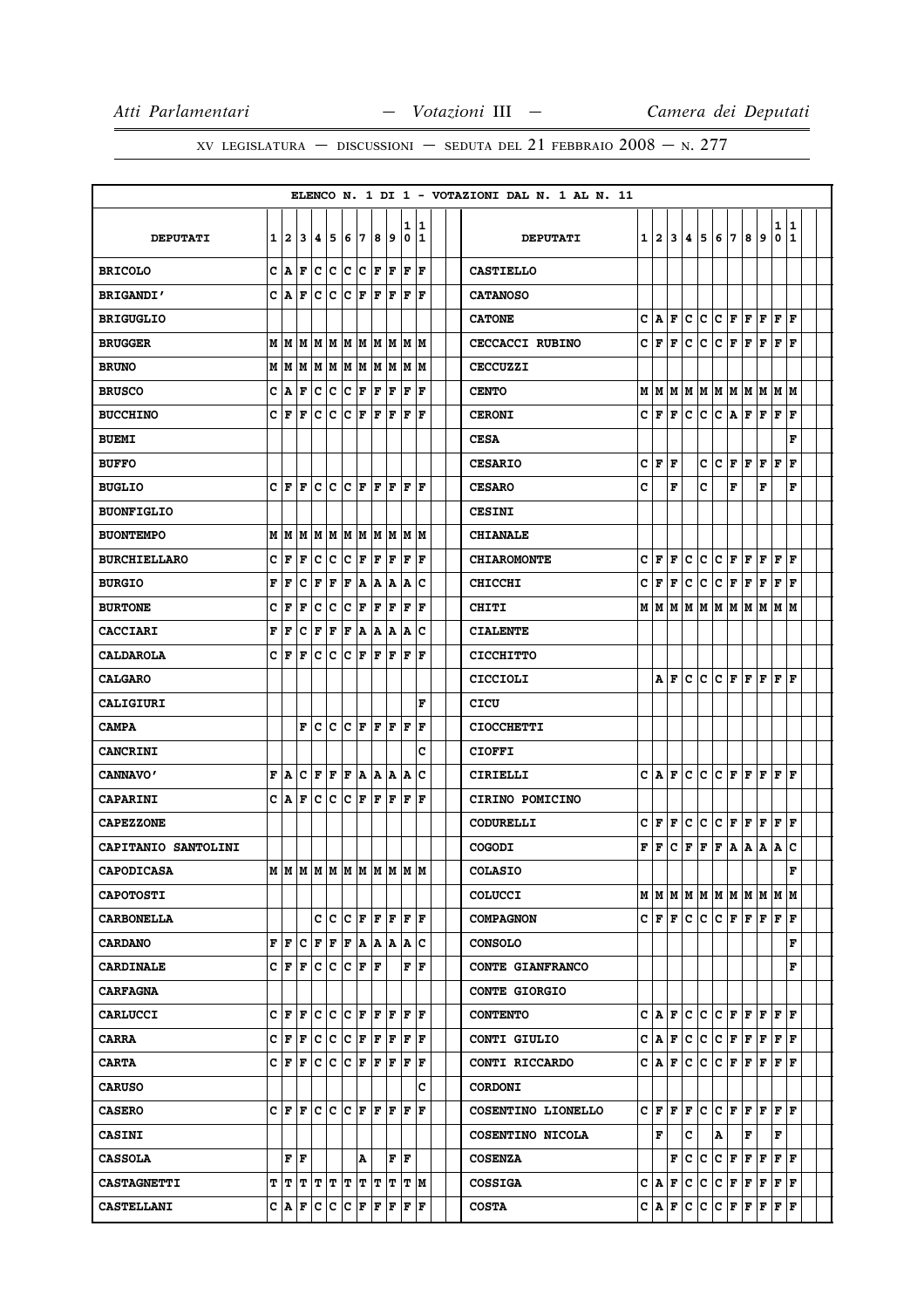ELENCO N. 1 DI 1 - VOTAZIONI DAL N. 1 AL N. 11

| DEPUTATI | 1 | 2 | 3 | 4 | 5 | 6 | 7 | 8 | 9 | 10 | 11 | DEPUTATI | 1 | 2 | 3 | 4 | 5 | 6 | 7 | 8 | 9 | 10 | 11 |
|---|---|---|---|---|---|---|---|---|---|---|---|---|---|---|---|---|---|---|---|---|---|---|---|
| BRICOLO | C | A | F | C | C | C | C | F | F | F | F | CASTIELLO | | | | | | | | | | | |
| BRIGANDI' | C | A | F | C | C | C | F | F | F | F | F | CATANOSO | | | | | | | | | | | |
| BRIGUGLIO | | | | | | | | | | | | CATONE | C | A | F | C | C | C | F | F | F | F | F |
| BRUGGER | M | M | M | M | M | M | M | M | M | M | M | CECCACCI RUBINO | C | F | F | C | C | C | F | F | F | F | F |
| BRUNO | M | M | M | M | M | M | M | M | M | M | M | CECCUZZI | | | | | | | | | | | |
| BRUSCO | C | A | F | C | C | C | F | F | F | F | F | CENTO | M | M | M | M | M | M | M | M | M | M | M |
| BUCCHINO | C | F | F | C | C | C | F | F | F | F | F | CERONI | C | F | F | C | C | C | A | F | F | F | F |
| BUEMI | | | | | | | | | | | | CESA | | | | | | | | | | | F |
| BUFFO | | | | | | | | | | | | CESARIO | C | F | F | | C | C | F | F | F | F | F |
| BUGLIO | C | F | F | C | C | C | F | F | F | F | F | CESARO | C | | F | | C | | F | | F | | F |
| BUONFIGLIO | | | | | | | | | | | | CESINI | | | | | | | | | | | |
| BUONTEMPO | M | M | M | M | M | M | M | M | M | M | M | CHIANALE | | | | | | | | | | | |
| BURCHIELLARO | C | F | F | C | C | C | F | F | F | F | F | CHIAROMONTE | C | F | F | C | C | C | F | F | F | F | F |
| BURGIO | F | F | C | F | F | F | A | A | A | A | C | CHICCHI | C | F | F | C | C | C | F | F | F | F | F |
| BURTONE | C | F | F | C | C | C | F | F | F | F | F | CHITI | M | M | M | M | M | M | M | M | M | M | M |
| CACCIARI | F | F | C | F | F | F | A | A | A | A | C | CIALENTE | | | | | | | | | | | |
| CALDAROLA | C | F | F | C | C | C | F | F | F | F | F | CICCHITTO | | | | | | | | | | | |
| CALGARO | | | | | | | | | | | | CICCIOLI | | A | F | C | C | C | F | F | F | F | F |
| CALIGIURI | | | | | | | | | | | F | CICU | | | | | | | | | | | |
| CAMPA | | | F | C | C | C | F | F | F | F | F | CIOCCHETTI | | | | | | | | | | | |
| CANCRINI | | | | | | | | | | | C | CIOFFI | | | | | | | | | | | |
| CANNAVO' | F | A | C | F | F | F | A | A | A | A | C | CIRIELLI | C | A | F | C | C | C | F | F | F | F | F |
| CAPARINI | C | A | F | C | C | C | F | F | F | F | F | CIRINO POMICINO | | | | | | | | | | | |
| CAPEZZONE | | | | | | | | | | | | CODURELLI | C | F | F | C | C | C | F | F | F | F | F |
| CAPITANIO SANTOLINI | | | | | | | | | | | | COGODI | F | F | C | F | F | F | A | A | A | A | C |
| CAPODICASA | M | M | M | M | M | M | M | M | M | M | M | COLASIO | | | | | | | | | | | F |
| CAPOTOSTI | | | | | | | | | | | | COLUCCI | M | M | M | M | M | M | M | M | M | M | M |
| CARBONELLA | | | | C | C | C | F | F | F | F | F | COMPAGNON | C | F | F | C | C | C | F | F | F | F | F |
| CARDANO | F | F | C | F | F | F | A | A | A | A | C | CONSOLO | | | | | | | | | | | F |
| CARDINALE | C | F | F | C | C | C | F | F | | F | F | CONTE GIANFRANCO | | | | | | | | | | | F |
| CARFAGNA | | | | | | | | | | | | CONTE GIORGIO | | | | | | | | | | | |
| CARLUCCI | C | F | F | C | C | C | F | F | F | F | F | CONTENTO | C | A | F | C | C | C | F | F | F | F | F |
| CARRA | C | F | F | C | C | C | F | F | F | F | F | CONTI GIULIO | C | A | F | C | C | C | F | F | F | F | F |
| CARTA | C | F | F | C | C | C | F | F | F | F | F | CONTI RICCARDO | C | A | F | C | C | C | F | F | F | F | F |
| CARUSO | | | | | | | | | | | C | CORDONI | | | | | | | | | | | |
| CASERO | C | F | F | C | C | C | F | F | F | F | F | COSENTINO LIONELLO | C | F | F | F | C | C | F | F | F | F | F |
| CASINI | | | | | | | | | | | | COSENTINO NICOLA | | F | | C | | A | | F | | F | |
| CASSOLA | | F | F | | | | A | | F | F | | COSENZA | | | F | C | C | C | F | F | F | F | F |
| CASTAGNETTI | T | T | T | T | T | T | T | T | T | T | M | COSSIGA | C | A | F | C | C | C | F | F | F | F | F |
| CASTELLANI | C | A | F | C | C | C | F | F | F | F | F | COSTA | C | A | F | C | C | C | F | F | F | F | F |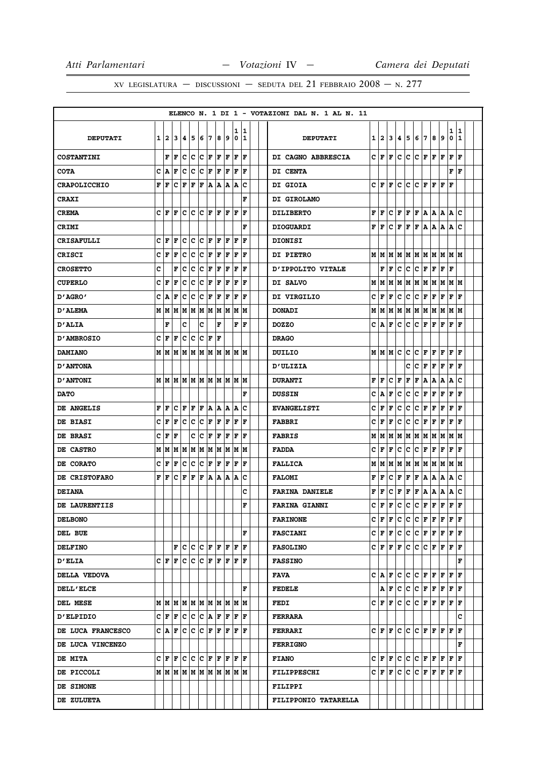XV LEGISLATURA — DISCUSSIONI — SEDUTA DEL 21 FEBBRAIO 2008 — N. 277

ELENCO N. 1 DI 1 - VOTAZIONI DAL N. 1 AL N. 11

| DEPUTATI | 1 | 2 | 3 | 4 | 5 | 6 | 7 | 8 | 9 | 10 | 11 |
|---|---|---|---|---|---|---|---|---|---|---|---|
| COSTANTINI | | F | F | C | C | C | F | F | F | F | F |
| COTA | C | A | F | C | C | C | F | F | F | F | F |
| CRAPOLICCHIO | F | F | C | F | F | F | A | A | A | A | C |
| CRAXI | | | | | | | | | | | F |
| CREMA | C | F | F | C | C | C | F | F | F | F | F |
| CRIMI | | | | | | | | | | | F |
| CRISAFULLI | C | F | F | C | C | C | F | F | F | F | F |
| CRISCI | C | F | F | C | C | C | F | F | F | F | F |
| CROSETTO | C | | F | C | C | C | F | F | F | F | F |
| CUPERLO | C | F | F | C | C | C | F | F | F | F | F |
| D'AGRO' | C | A | F | C | C | C | F | F | F | F | F |
| D'ALEMA | M | M | M | M | M | M | M | M | M | M | M |
| D'ALIA | | F | | C | | C | | F | | F | F |
| D'AMBROSIO | C | F | F | C | C | C | F | F | | | |
| DAMIANO | M | M | M | M | M | M | M | M | M | M | M |
| D'ANTONA | | | | | | | | | | | |
| D'ANTONI | M | M | M | M | M | M | M | M | M | M | M |
| DATO | | | | | | | | | | | F |
| DE ANGELIS | F | F | C | F | F | F | A | A | A | A | C |
| DE BIASI | C | F | F | C | C | C | F | F | F | F | F |
| DE BRASI | C | F | F | | C | C | F | F | F | F | F |
| DE CASTRO | M | M | M | M | M | M | M | M | M | M | M |
| DE CORATO | C | F | F | C | C | C | F | F | F | F | F |
| DE CRISTOFARO | F | F | C | F | F | F | A | A | A | A | C |
| DEIANA | | | | | | | | | | | C |
| DE LAURENTIIS | | | | | | | | | | | F |
| DELBONO | | | | | | | | | | | |
| DEL BUE | | | | | | | | | | | F |
| DELFINO | | | F | C | C | C | F | F | F | F | F |
| D'ELIA | C | F | F | C | C | C | F | F | F | F | F |
| DELLA VEDOVA | | | | | | | | | | | |
| DELL'ELCE | | | | | | | | | | | F |
| DEL MESE | M | M | M | M | M | M | M | M | M | M | M |
| D'ELPIDIO | C | F | F | C | C | C | A | F | F | F | F |
| DE LUCA FRANCESCO | C | A | F | C | C | C | F | F | F | F | F |
| DE LUCA VINCENZO | | | | | | | | | | | |
| DE MITA | C | F | F | C | C | C | F | F | F | F | F |
| DE PICCOLI | M | M | M | M | M | M | M | M | M | M | M |
| DE SIMONE | | | | | | | | | | | |
| DE ZULUETA | | | | | | | | | | | |
| DI CAGNO ABBRESCIA | C | F | F | C | C | C | F | F | F | F | F |
| DI CENTA | | | | | | | | | | F | F |
| DI GIOIA | C | F | F | C | C | C | F | F | F | F | |
| DI GIROLAMO | | | | | | | | | | | |
| DILIBERTO | F | F | C | F | F | F | A | A | A | A | C |
| DIOGUARDI | F | F | C | F | F | F | A | A | A | A | C |
| DIONISI | | | | | | | | | | | |
| DI PIETRO | M | M | M | M | M | M | M | M | M | M | M |
| D'IPPOLITO VITALE | | F | F | C | C | C | F | F | F | F | |
| DI SALVO | M | M | M | M | M | M | M | M | M | M | M |
| DI VIRGILIO | C | F | F | C | C | C | F | F | F | F | F |
| DONADI | M | M | M | M | M | M | M | M | M | M | M |
| DOZZO | C | A | F | C | C | C | F | F | F | F | F |
| DRAGO | | | | | | | | | | | |
| DUILIO | M | M | M | C | C | C | F | F | F | F | F |
| D'ULIZIA | | | | | C | C | F | F | F | F | F |
| DURANTI | F | F | C | F | F | F | A | A | A | A | C |
| DUSSIN | C | A | F | C | C | C | F | F | F | F | F |
| EVANGELISTI | C | F | F | C | C | C | F | F | F | F | F |
| FABBRI | C | F | F | C | C | C | F | F | F | F | F |
| FABRIS | M | M | M | M | M | M | M | M | M | M | M |
| FADDA | C | F | F | C | C | C | F | F | F | F | F |
| FALLICA | M | M | M | M | M | M | M | M | M | M | M |
| FALOMI | F | F | C | F | F | F | A | A | A | A | C |
| FARINA DANIELE | F | F | C | F | F | F | A | A | A | A | C |
| FARINA GIANNI | C | F | F | C | C | C | F | F | F | F | F |
| FARINONE | C | F | F | C | C | C | F | F | F | F | F |
| FASCIANI | C | F | F | C | C | C | F | F | F | F | F |
| FASOLINO | C | F | F | F | C | C | C | F | F | F | F |
| FASSINO | | | | | | | | | | | F |
| FAVA | C | A | F | C | C | C | F | F | F | F | F |
| FEDELE | | A | F | C | C | C | F | F | F | F | F |
| FEDI | C | F | F | C | C | C | F | F | F | F | F |
| FERRARA | | | | | | | | | | | C |
| FERRARI | C | F | F | C | C | C | F | F | F | F | F |
| FERRIGNO | | | | | | | | | | | F |
| FIANO | C | F | F | C | C | C | F | F | F | F | F |
| FILIPPESCHI | C | F | F | C | C | C | F | F | F | F | F |
| FILIPPI | | | | | | | | | | | |
| FILIPPONIO TATARELLA | | | | | | | | | | | |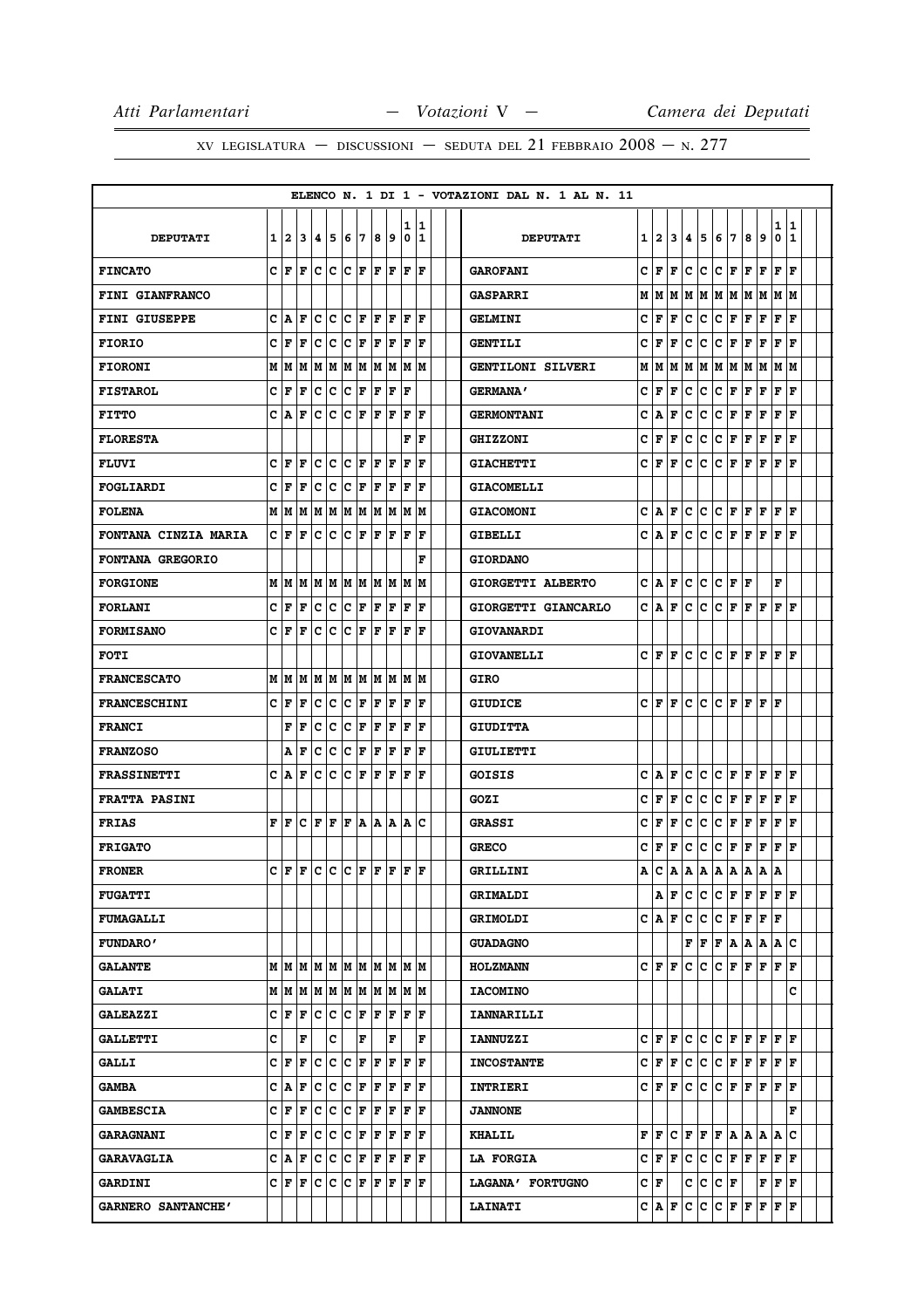ELENCO N. 1 DI 1 - VOTAZIONI DAL N. 1 AL N. 11

| DEPUTATI | 1 | 2 | 3 | 4 | 5 | 6 | 7 | 8 | 9 | 10 | 11 | DEPUTATI | 1 | 2 | 3 | 4 | 5 | 6 | 7 | 8 | 9 | 10 | 11 |
|---|---|---|---|---|---|---|---|---|---|---|---|---|---|---|---|---|---|---|---|---|---|---|---|
| FINCATO | C | F | F | C | C | C | F | F | F | F | F | GAROFANI | C | F | F | C | C | C | F | F | F | F | F |
| FINI GIANFRANCO | | | | | | | | | | | | GASPARRI | M | M | M | M | M | M | M | M | M | M | M |
| FINI GIUSEPPE | C | A | F | C | C | C | F | F | F | F | F | GELMINI | C | F | F | C | C | C | F | F | F | F | F |
| FIORIO | C | F | F | C | C | C | F | F | F | F | F | GENTILI | C | F | F | C | C | C | F | F | F | F | F |
| FIORONI | M | M | M | M | M | M | M | M | M | M | M | GENTILONI SILVERI | M | M | M | M | M | M | M | M | M | M | M |
| FISTAROL | C | F | F | C | C | C | F | F | F | F | | GERMANA' | C | F | F | C | C | C | F | F | F | F | F |
| FITTO | C | A | F | C | C | C | F | F | F | F | F | GERMONTANI | C | A | F | C | C | C | F | F | F | F | F |
| FLORESTA | | | | | | | | | | F | F | GHIZZONI | C | F | F | C | C | C | F | F | F | F | F |
| FLUVI | C | F | F | C | C | C | F | F | F | F | F | GIACHETTI | C | F | F | C | C | C | F | F | F | F | F |
| FOGLIARDI | C | F | F | C | C | C | F | F | F | F | F | GIACOMELLI | | | | | | | | | | | |
| FOLENA | M | M | M | M | M | M | M | M | M | M | M | GIACOMONI | C | A | F | C | C | C | F | F | F | F | F |
| FONTANA CINZIA MARIA | C | F | F | C | C | C | F | F | F | F | F | GIBELLI | C | A | F | C | C | C | F | F | F | F | F |
| FONTANA GREGORIO | | | | | | | | | | | F | GIORDANO | | | | | | | | | | | |
| FORGIONE | M | M | M | M | M | M | M | M | M | M | M | GIORGETTI ALBERTO | C | A | F | C | C | C | F | F | | F | |
| FORLANI | C | F | F | C | C | C | F | F | F | F | F | GIORGETTI GIANCARLO | C | A | F | C | C | C | F | F | F | F | F |
| FORMISANO | C | F | F | C | C | C | F | F | F | F | F | GIOVANARDI | | | | | | | | | | | |
| FOTI | | | | | | | | | | | | GIOVANELLI | C | F | F | C | C | C | F | F | F | F | F |
| FRANCESCATO | M | M | M | M | M | M | M | M | M | M | M | GIRO | | | | | | | | | | | |
| FRANCESCHINI | C | F | F | C | C | C | F | F | F | F | F | GIUDICE | C | F | F | C | C | C | F | F | F | F | |
| FRANCI | | F | F | C | C | C | F | F | F | F | F | GIUDITTA | | | | | | | | | | | |
| FRANZOSO | | A | F | C | C | C | F | F | F | F | F | GIULIETTI | | | | | | | | | | | |
| FRASSINETTI | C | A | F | C | C | C | F | F | F | F | F | GOISIS | C | A | F | C | C | C | F | F | F | F | F |
| FRATTA PASINI | | | | | | | | | | | | GOZI | C | F | F | C | C | C | F | F | F | F | F |
| FRIAS | F | F | C | F | F | F | A | A | A | A | C | GRASSI | C | F | F | C | C | C | F | F | F | F | F |
| FRIGATO | | | | | | | | | | | | GRECO | C | F | F | C | C | C | F | F | F | F | F |
| FRONER | C | F | F | C | C | C | F | F | F | F | F | GRILLINI | A | C | A | A | A | A | A | A | A | A | |
| FUGATTI | | | | | | | | | | | | GRIMALDI | | A | F | C | C | C | F | F | F | F | F |
| FUMAGALLI | | | | | | | | | | | | GRIMOLDI | C | A | F | C | C | C | F | F | F | F | |
| FUNDARO' | | | | | | | | | | | | GUADAGNO | | | | F | F | F | A | A | A | A | C |
| GALANTE | M | M | M | M | M | M | M | M | M | M | M | HOLZMANN | C | F | F | C | C | C | F | F | F | F | F |
| GALATI | M | M | M | M | M | M | M | M | M | M | M | IACOMINO | | | | | | | | | | | C |
| GALEAZZI | C | F | F | C | C | C | F | F | F | F | F | IANNARILLI | | | | | | | | | | | |
| GALLETTI | C | | F | | C | | F | | F | | F | IANNUZZI | C | F | F | C | C | C | F | F | F | F | F |
| GALLI | C | F | F | C | C | C | F | F | F | F | F | INCOSTANTE | C | F | F | C | C | C | F | F | F | F | F |
| GAMBA | C | A | F | C | C | C | F | F | F | F | F | INTRIERI | C | F | F | C | C | C | F | F | F | F | F |
| GAMBESCIA | C | F | F | C | C | C | F | F | F | F | F | JANNONE | | | | | | | | | | | F |
| GARAGNANI | C | F | F | C | C | C | F | F | F | F | F | KHALIL | F | F | C | F | F | F | A | A | A | A | C |
| GARAVAGLIA | C | A | F | C | C | C | F | F | F | F | F | LA FORGIA | C | F | F | C | C | C | F | F | F | F | F |
| GARDINI | C | F | F | C | C | C | F | F | F | F | F | LAGANA' FORTUGNO | C | F | | C | C | C | F | | F | F | F |
| GARNERO SANTANCHE' | | | | | | | | | | | | LAINATI | C | A | F | C | C | C | F | F | F | F | F |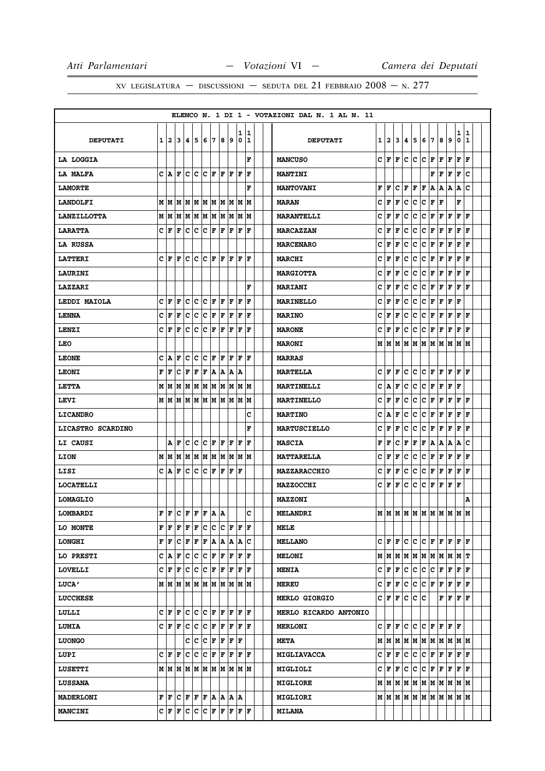XV LEGISLATURA — DISCUSSIONI — SEDUTA DEL 21 FEBBRAIO 2008 — N. 277

ELENCO N. 1 DI 1 - VOTAZIONI DAL N. 1 AL N. 11

| DEPUTATI | 1 | 2 | 3 | 4 | 5 | 6 | 7 | 8 | 9 | 10 | 11 |
|---|---|---|---|---|---|---|---|---|---|---|---|
| LA LOGGIA | | | | | | | | | | | F |
| LA MALFA | C | A | F | C | C | C | F | F | F | F | F |
| LAMORTE | | | | | | | | | | | F |
| LANDOLFI | M | M | M | M | M | M | M | M | M | M | M |
| LANZILLOTTA | M | M | M | M | M | M | M | M | M | M | M |
| LARATTA | C | F | F | C | C | C | F | F | F | F | F |
| LA RUSSA | | | | | | | | | | | |
| LATTERI | C | F | F | C | C | C | F | F | F | F | F |
| LAURINI | | | | | | | | | | | |
| LAZZARI | | | | | | | | | | | F |
| LEDDI MAIOLA | C | F | F | C | C | C | F | F | F | F | F |
| LENNA | C | F | F | C | C | C | F | F | F | F | F |
| LENZI | C | F | F | C | C | C | F | F | F | F | F |
| LEO | | | | | | | | | | | |
| LEONE | C | A | F | C | C | C | F | F | F | F | F |
| LEONI | F | F | C | F | F | F | A | A | A | A | |
| LETTA | M | M | M | M | M | M | M | M | M | M | M |
| LEVI | M | M | M | M | M | M | M | M | M | M | M |
| LICANDRO | | | | | | | | | | | C |
| LICASTRO SCARDINO | | | | | | | | | | | F |
| LI CAUSI | | A | F | C | C | C | F | F | F | F | F |
| LION | M | M | M | M | M | M | M | M | M | M | M |
| LISI | C | A | F | C | C | C | F | F | F | F | |
| LOCATELLI | | | | | | | | | | | |
| LOMAGLIO | | | | | | | | | | | |
| LOMBARDI | F | F | C | F | F | F | A | A | | | C |
| LO MONTE | F | F | F | F | F | C | C | C | F | F | F |
| LONGHI | F | F | C | F | F | F | A | A | A | A | C |
| LO PRESTI | C | A | F | C | C | C | F | F | F | F | F |
| LOVELLI | C | F | F | C | C | C | F | F | F | F | F |
| LUCA' | M | M | M | M | M | M | M | M | M | M | M |
| LUCCHESE | | | | | | | | | | | |
| LULLI | C | F | F | C | C | C | F | F | F | F | F |
| LUMIA | C | F | F | C | C | C | F | F | F | F | F |
| LUONGO | | | | C | C | C | F | F | F | F | |
| LUPI | C | F | F | C | C | C | F | F | F | F | F |
| LUSETTI | M | M | M | M | M | M | M | M | M | M | M |
| LUSSANA | | | | | | | | | | | |
| MADERLONI | F | F | C | F | F | F | A | A | A | A | |
| MANCINI | C | F | F | C | C | C | F | F | F | F | F |
| MANCUSO | C | F | F | C | C | C | F | F | F | F | F |
| MANTINI | | | | | | | F | F | F | F | C |
| MANTOVANI | F | F | C | F | F | F | A | A | A | A | C |
| MARAN | C | F | F | C | C | C | F | F | | F | |
| MARANTELLI | C | F | F | C | C | C | F | F | F | F | F |
| MARCAZZAN | C | F | F | C | C | C | F | F | F | F | F |
| MARCENARO | C | F | F | C | C | C | F | F | F | F | F |
| MARCHI | C | F | F | C | C | C | F | F | F | F | F |
| MARGIOTTA | C | F | F | C | C | C | F | F | F | F | F |
| MARIANI | C | F | F | C | C | C | F | F | F | F | F |
| MARINELLO | C | F | F | C | C | C | F | F | F | F | |
| MARINO | C | F | F | C | C | C | F | F | F | F | F |
| MARONE | C | F | F | C | C | C | F | F | F | F | F |
| MARONI | M | M | M | M | M | M | M | M | M | M | M |
| MARRAS | | | | | | | | | | | |
| MARTELLA | C | F | F | C | C | C | F | F | F | F | F |
| MARTINELLI | C | A | F | C | C | C | F | F | F | F | |
| MARTINELLO | C | F | F | C | C | C | F | F | F | F | F |
| MARTINO | C | A | F | C | C | C | F | F | F | F | F |
| MARTUSCIELLO | C | F | F | C | C | C | F | F | F | F | F |
| MASCIA | F | F | C | F | F | F | A | A | A | A | C |
| MATTARELLA | C | F | F | C | C | C | F | F | F | F | F |
| MAZZARACCHIO | C | F | F | C | C | C | F | F | F | F | F |
| MAZZOCCHI | C | F | F | C | C | C | F | F | F | F | |
| MAZZONI | | | | | | | | | | | A |
| MELANDRI | M | M | M | M | M | M | M | M | M | M | M |
| MELE | | | | | | | | | | | |
| MELLANO | C | F | F | C | C | C | F | F | F | F | F |
| MELONI | M | M | M | M | M | M | M | M | M | M | T |
| MENIA | C | F | F | C | C | C | C | F | F | F | F |
| MEREU | C | F | F | C | C | C | F | F | F | F | F |
| MERLO GIORGIO | C | F | F | C | C | C | | F | F | F | F |
| MERLO RICARDO ANTONIO | | | | | | | | | | | |
| MERLONI | C | F | F | C | C | C | F | F | F | F | |
| META | M | M | M | M | M | M | M | M | M | M | M |
| MIGLIAVACCA | C | F | F | C | C | C | F | F | F | F | F |
| MIGLIOLI | C | F | F | C | C | C | F | F | F | F | F |
| MIGLIORE | M | M | M | M | M | M | M | M | M | M | M |
| MIGLIORI | M | M | M | M | M | M | M | M | M | M | M |
| MILANA | | | | | | | | | | | |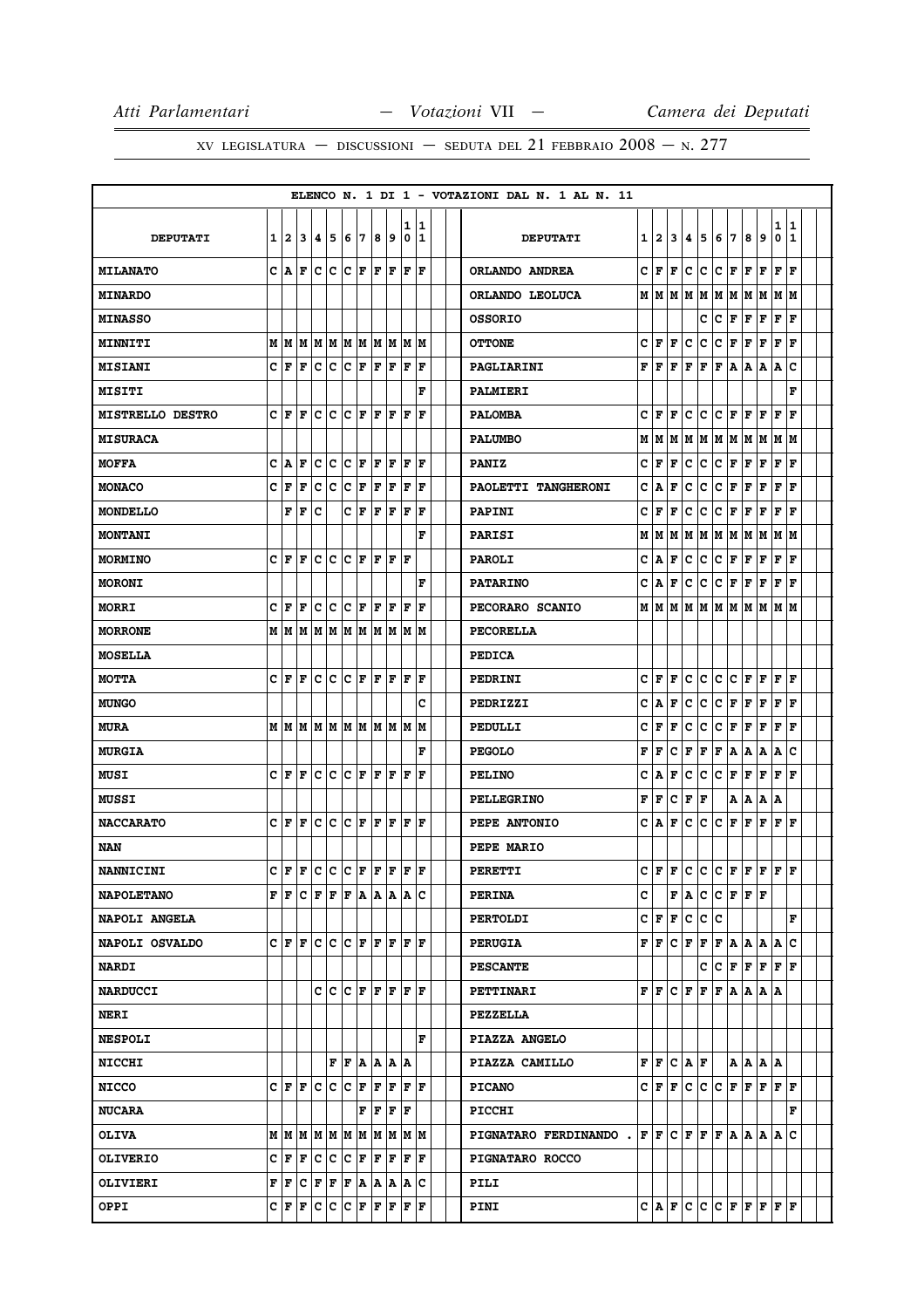XV LEGISLATURA — DISCUSSIONI — SEDUTA DEL 21 FEBBRAIO 2008 — N. 277

ELENCO N. 1 DI 1 - VOTAZIONI DAL N. 1 AL N. 11

| DEPUTATI | 1 | 2 | 3 | 4 | 5 | 6 | 7 | 8 | 9 | 10 | 11 |
|---|---|---|---|---|---|---|---|---|---|---|---|
| MILANATO | C | A | F | C | C | C | F | F | F | F | F |
| MINARDO | | | | | | | | | | | |
| MINASSO | | | | | | | | | | | |
| MINNITI | M | M | M | M | M | M | M | M | M | M | M |
| MISIANI | C | F | F | C | C | C | F | F | F | F | F |
| MISITI | | | | | | | | | | | F |
| MISTRELLO DESTRO | C | F | F | C | C | C | F | F | F | F | F |
| MISURACA | | | | | | | | | | | |
| MOFFA | C | A | F | C | C | C | F | F | F | F | F |
| MONACO | C | F | F | C | C | C | F | F | F | F | F |
| MONDELLO | | F | F | C | | C | F | F | F | F | F |
| MONTANI | | | | | | | | | | | F |
| MORMINO | C | F | F | C | C | C | F | F | F | F | |
| MORONI | | | | | | | | | | | F |
| MORRI | C | F | F | C | C | C | F | F | F | F | F |
| MORRONE | M | M | M | M | M | M | M | M | M | M | M |
| MOSELLA | | | | | | | | | | | |
| MOTTA | C | F | F | C | C | C | F | F | F | F | F |
| MUNGO | | | | | | | | | | | C |
| MURA | M | M | M | M | M | M | M | M | M | M | M |
| MURGIA | | | | | | | | | | | F |
| MUSI | C | F | F | C | C | C | F | F | F | F | F |
| MUSSI | | | | | | | | | | | |
| NACCARATO | C | F | F | C | C | C | F | F | F | F | F |
| NAN | | | | | | | | | | | |
| NANNICINI | C | F | F | C | C | C | F | F | F | F | F |
| NAPOLETANO | F | F | C | F | F | F | A | A | A | A | C |
| NAPOLI ANGELA | | | | | | | | | | | |
| NAPOLI OSVALDO | C | F | F | C | C | C | F | F | F | F | F |
| NARDI | | | | | | | | | | | |
| NARDUCCI | | | | C | C | C | F | F | F | F | F |
| NERI | | | | | | | | | | | |
| NESPOLI | | | | | | | | | | | F |
| NICCHI | | | | | | F | F | A | A | A | A |
| NICCO | C | F | F | C | C | C | F | F | F | F | F |
| NUCARA | | | | | | | F | F | F | F | |
| OLIVA | M | M | M | M | M | M | M | M | M | M | M |
| OLIVERIO | C | F | F | C | C | C | F | F | F | F | F |
| OLIVIERI | F | F | C | F | F | F | A | A | A | A | C |
| OPPI | C | F | F | C | C | C | F | F | F | F | F |
| ORLANDO ANDREA | C | F | F | C | C | C | F | F | F | F | F |
| ORLANDO LEOLUCA | M | M | M | M | M | M | M | M | M | M | M |
| OSSORIO | | | | | C | C | F | F | F | F | F |
| OTTONE | C | F | F | C | C | C | F | F | F | F | F |
| PAGLIARINI | F | F | F | F | F | F | A | A | A | A | C |
| PALMIERI | | | | | | | | | | | F |
| PALOMBA | C | F | F | C | C | C | F | F | F | F | F |
| PALUMBO | M | M | M | M | M | M | M | M | M | M | M |
| PANIZ | C | F | F | C | C | C | F | F | F | F | F |
| PAOLETTI TANGHERONI | C | A | F | C | C | C | F | F | F | F | F |
| PAPINI | C | F | F | C | C | C | F | F | F | F | F |
| PARISI | M | M | M | M | M | M | M | M | M | M | M |
| PAROLI | C | A | F | C | C | C | F | F | F | F | F |
| PATARINO | C | A | F | C | C | C | F | F | F | F | F |
| PECORARO SCANIO | M | M | M | M | M | M | M | M | M | M | M |
| PECORELLA | | | | | | | | | | | |
| PEDICA | | | | | | | | | | | |
| PEDRINI | C | F | F | C | C | C | C | F | F | F | F |
| PEDRIZZI | C | A | F | C | C | C | F | F | F | F | F |
| PEDULLI | C | F | F | C | C | C | F | F | F | F | F |
| PEGOLO | F | F | C | F | F | F | A | A | A | A | C |
| PELINO | C | A | F | C | C | C | F | F | F | F | F |
| PELLEGRINO | F | F | C | F | F | | A | A | A | A | |
| PEPE ANTONIO | C | A | F | C | C | C | F | F | F | F | F |
| PEPE MARIO | | | | | | | | | | | |
| PERETTI | C | F | F | C | C | C | F | F | F | F | F |
| PERINA | C | | F | A | C | C | F | F | F | | |
| PERTOLDI | C | F | F | C | C | C | | | | | F |
| PERUGIA | F | F | C | F | F | F | A | A | A | A | C |
| PESCANTE | | | | | C | C | F | F | F | F | F |
| PETTINARI | F | F | C | F | F | F | A | A | A | A | |
| PEZZELLA | | | | | | | | | | | |
| PIAZZA ANGELO | | | | | | | | | | | |
| PIAZZA CAMILLO | F | F | C | A | F | | A | A | A | A | |
| PICANO | C | F | F | C | C | C | F | F | F | F | F |
| PICCHI | | | | | | | | | | | F |
| PIGNATARO FERDINANDO . | F | F | C | F | F | F | A | A | A | A | C |
| PIGNATARO ROCCO | | | | | | | | | | | |
| PILI | | | | | | | | | | | |
| PINI | C | A | F | C | C | C | F | F | F | F | F |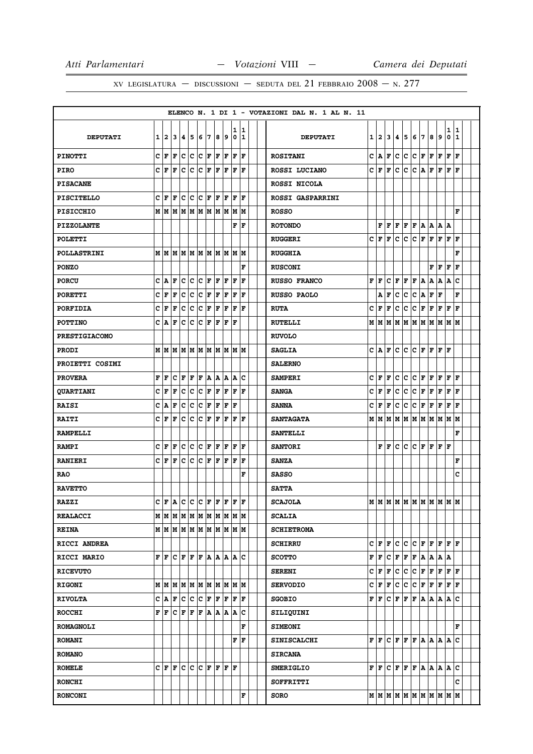XV LEGISLATURA — DISCUSSIONI — SEDUTA DEL 21 FEBBRAIO 2008 — N. 277

ELENCO N. 1 DI 1 - VOTAZIONI DAL N. 1 AL N. 11

| DEPUTATI | 1 | 2 | 3 | 4 | 5 | 6 | 7 | 8 | 9 | 10 | 11 |
|---|---|---|---|---|---|---|---|---|---|---|---|
| PINOTTI | C | F | F | C | C | C | F | F | F | F | F |
| PIRO | C | F | F | C | C | C | F | F | F | F | F |
| PISACANE | | | | | | | | | | | |
| PISCITELLO | C | F | F | C | C | C | F | F | F | F | F |
| PISICCHIO | M | M | M | M | M | M | M | M | M | M | M |
| PIZZOLANTE | | | | | | | | | | F | F |
| POLETTI | | | | | | | | | | | |
| POLLASTRINI | M | M | M | M | M | M | M | M | M | M | M |
| PONZO | | | | | | | | | | | F |
| PORCU | C | A | F | C | C | C | F | F | F | F | F |
| PORETTI | C | F | F | C | C | C | F | F | F | F | F |
| PORFIDIA | C | F | F | C | C | C | F | F | F | F | F |
| POTTINO | C | A | F | C | C | C | F | F | F | F | |
| PRESTIGIACOMO | | | | | | | | | | | |
| PRODI | M | M | M | M | M | M | M | M | M | M | M |
| PROIETTI COSIMI | | | | | | | | | | | |
| PROVERA | F | F | C | F | F | F | A | A | A | A | C |
| QUARTIANI | C | F | F | C | C | C | F | F | F | F | F |
| RAISI | C | A | F | C | C | C | F | F | F | F | |
| RAITI | C | F | F | C | C | C | F | F | F | F | F |
| RAMPELLI | | | | | | | | | | | |
| RAMPI | C | F | F | C | C | C | F | F | F | F | F |
| RANIERI | C | F | F | C | C | C | F | F | F | F | F |
| RAO | | | | | | | | | | | F |
| RAVETTO | | | | | | | | | | | |
| RAZZI | C | F | A | C | C | C | F | F | F | F | F |
| REALACCI | M | M | M | M | M | M | M | M | M | M | M |
| REINA | M | M | M | M | M | M | M | M | M | M | M |
| RICCI ANDREA | | | | | | | | | | | |
| RICCI MARIO | F | F | C | F | F | F | A | A | A | A | C |
| RICEVUTO | | | | | | | | | | | |
| RIGONI | M | M | M | M | M | M | M | M | M | M | M |
| RIVOLTA | C | A | F | C | C | C | F | F | F | F | F |
| ROCCHI | F | F | C | F | F | F | A | A | A | A | C |
| ROMAGNOLI | | | | | | | | | | | F |
| ROMANI | | | | | | | | | | F | F |
| ROMANO | | | | | | | | | | | |
| ROMELE | C | F | F | C | C | C | F | F | F | F | |
| RONCHI | | | | | | | | | | | |
| RONCONI | | | | | | | | | | | F |

| DEPUTATI | 1 | 2 | 3 | 4 | 5 | 6 | 7 | 8 | 9 | 10 | 11 |
|---|---|---|---|---|---|---|---|---|---|---|---|
| ROSITANI | C | A | F | C | C | C | F | F | F | F | F |
| ROSSI LUCIANO | C | F | F | C | C | C | A | F | F | F | F |
| ROSSI NICOLA | | | | | | | | | | | |
| ROSSI GASPARRINI | | | | | | | | | | | |
| ROSSO | | | | | | | | | | | F |
| ROTONDO | | F | F | F | F | F | A | A | A | A | |
| RUGGERI | C | F | F | C | C | C | F | F | F | F | F |
| RUGGHIA | | | | | | | | | | | F |
| RUSCONI | | | | | | | | F | F | F | F |
| RUSSO FRANCO | F | F | C | F | F | F | A | A | A | A | C |
| RUSSO PAOLO | | A | F | C | C | C | A | F | F | | F |
| RUTA | C | F | F | C | C | C | F | F | F | F | F |
| RUTELLI | M | M | M | M | M | M | M | M | M | M | M |
| RUVOLO | | | | | | | | | | | |
| SAGLIA | C | A | F | C | C | C | F | F | F | F | |
| SALERNO | | | | | | | | | | | |
| SAMPERI | C | F | F | C | C | C | F | F | F | F | F |
| SANGA | C | F | F | C | C | C | F | F | F | F | F |
| SANNA | C | F | F | C | C | C | F | F | F | F | F |
| SANTAGATA | M | M | M | M | M | M | M | M | M | M | M |
| SANTELLI | | | | | | | | | | | F |
| SANTORI | | F | F | C | C | C | F | F | F | F | |
| SANZA | | | | | | | | | | | F |
| SASSO | | | | | | | | | | | C |
| SATTA | | | | | | | | | | | |
| SCAJOLA | M | M | M | M | M | M | M | M | M | M | M |
| SCALIA | | | | | | | | | | | |
| SCHIETROMA | | | | | | | | | | | |
| SCHIRRU | C | F | F | C | C | C | F | F | F | F | F |
| SCOTTO | F | F | C | F | F | F | A | A | A | A | |
| SERENI | C | F | F | C | C | C | F | F | F | F | F |
| SERVODIO | C | F | F | C | C | C | F | F | F | F | F |
| SGOBIO | F | F | C | F | F | F | A | A | A | A | C |
| SILIQUINI | | | | | | | | | | | |
| SIMEONI | | | | | | | | | | | F |
| SINISCALCHI | F | F | C | F | F | F | A | A | A | A | C |
| SIRCANA | | | | | | | | | | | |
| SMERIGLIO | F | F | C | F | F | F | A | A | A | A | C |
| SOFFRITTI | | | | | | | | | | | C |
| SORO | M | M | M | M | M | M | M | M | M | M | M |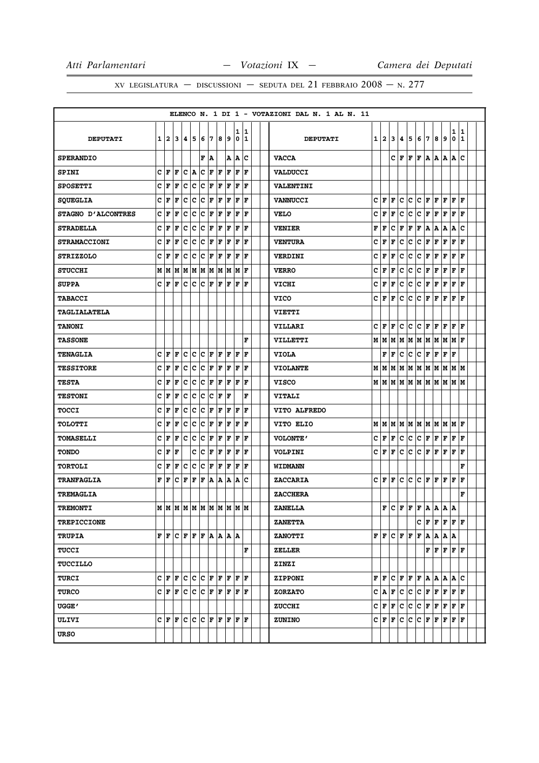XV LEGISLATURA — DISCUSSIONI — SEDUTA DEL 21 FEBBRAIO 2008 — N. 277

ELENCO N. 1 DI 1 - VOTAZIONI DAL N. 1 AL N. 11

| DEPUTATI | 1 | 2 | 3 | 4 | 5 | 6 | 7 | 8 | 9 | 10 | 11 | DEPUTATI | 1 | 2 | 3 | 4 | 5 | 6 | 7 | 8 | 9 | 10 | 11 |
|---|---|---|---|---|---|---|---|---|---|---|---|---|---|---|---|---|---|---|---|---|---|---|---|
| SPERANDIO | | | | | | F | A | | A | A | C | VACCA | | | C | F | F | F | A | A | A | A | C |
| SPINI | C | F | F | C | A | C | F | F | F | F | F | VALDUCCI | | | | | | | | | | | |
| SPOSETTI | C | F | F | C | C | C | F | F | F | F | F | VALENTINI | | | | | | | | | | | |
| SQUEGLIA | C | F | F | C | C | C | F | F | F | F | F | VANNUCCI | C | F | F | C | C | C | F | F | F | F | F |
| STAGNO D'ALCONTRES | C | F | F | C | C | C | F | F | F | F | F | VELO | C | F | F | C | C | C | F | F | F | F | F |
| STRADELLA | C | F | F | C | C | C | F | F | F | F | F | VENIER | F | F | C | F | F | F | A | A | A | A | C |
| STRAMACCIONI | C | F | F | C | C | C | F | F | F | F | F | VENTURA | C | F | F | C | C | C | F | F | F | F | F |
| STRIZZOLO | C | F | F | C | C | C | F | F | F | F | F | VERDINI | C | F | F | C | C | C | F | F | F | F | F |
| STUCCHI | M | M | M | M | M | M | M | M | M | M | F | VERRO | C | F | F | C | C | C | F | F | F | F | F |
| SUPPA | C | F | F | C | C | C | F | F | F | F | F | VICHI | C | F | F | C | C | C | F | F | F | F | F |
| TABACCI | | | | | | | | | | | | VICO | C | F | F | C | C | C | F | F | F | F | F |
| TAGLIALATELA | | | | | | | | | | | | VIETTI | | | | | | | | | | | |
| TANONI | | | | | | | | | | | | VILLARI | C | F | F | C | C | C | F | F | F | F | F |
| TASSONE | | | | | | | | | | | F | VILLETTI | M | M | M | M | M | M | M | M | M | M | F |
| TENAGLIA | C | F | F | C | C | C | F | F | F | F | F | VIOLA | | F | F | C | C | C | F | F | F | F | |
| TESSITORE | C | F | F | C | C | C | F | F | F | F | F | VIOLANTE | M | M | M | M | M | M | M | M | M | M | M |
| TESTA | C | F | F | C | C | C | F | F | F | F | F | VISCO | M | M | M | M | M | M | M | M | M | M | M |
| TESTONI | C | F | F | C | C | C | C | F | F | | F | VITALI | | | | | | | | | | | |
| TOCCI | C | F | F | C | C | C | F | F | F | F | F | VITO ALFREDO | | | | | | | | | | | |
| TOLOTTI | C | F | F | C | C | C | F | F | F | F | F | VITO ELIO | M | M | M | M | M | M | M | M | M | M | F |
| TOMASELLI | C | F | F | C | C | C | F | F | F | F | F | VOLONTE' | C | F | F | C | C | C | F | F | F | F | F |
| TONDO | C | F | F | | C | C | F | F | F | F | F | VOLPINI | C | F | F | C | C | C | F | F | F | F | F |
| TORTOLI | C | F | F | C | C | C | F | F | F | F | F | WIDMANN | | | | | | | | | | | F |
| TRANFAGLIA | F | F | C | F | F | F | A | A | A | A | C | ZACCARIA | C | F | F | C | C | C | F | F | F | F | F |
| TREMAGLIA | | | | | | | | | | | | ZACCHERA | | | | | | | | | | | F |
| TREMONTI | M | M | M | M | M | M | M | M | M | M | M | ZANELLA | | F | C | F | F | F | A | A | A | A | |
| TREPICCIONE | | | | | | | | | | | | ZANETTA | | | | | | C | F | F | F | F | F |
| TRUPIA | F | F | C | F | F | F | A | A | A | A | | ZANOTTI | F | F | C | F | F | F | A | A | A | A | |
| TUCCI | | | | | | | | | | | F | ZELLER | | | | | | | F | F | F | F | F |
| TUCCILLO | | | | | | | | | | | | ZINZI | | | | | | | | | | | |
| TURCI | C | F | F | C | C | C | F | F | F | F | F | ZIPPONI | F | F | C | F | F | F | A | A | A | A | C |
| TURCO | C | F | F | C | C | C | F | F | F | F | F | ZORZATO | C | A | F | C | C | C | F | F | F | F | F |
| UGGE' | | | | | | | | | | | | ZUCCHI | C | F | F | C | C | C | F | F | F | F | F |
| ULIVI | C | F | F | C | C | C | F | F | F | F | F | ZUNINO | C | F | F | C | C | C | F | F | F | F | F |
| URSO | | | | | | | | | | | | | | | | | | | | | | | |